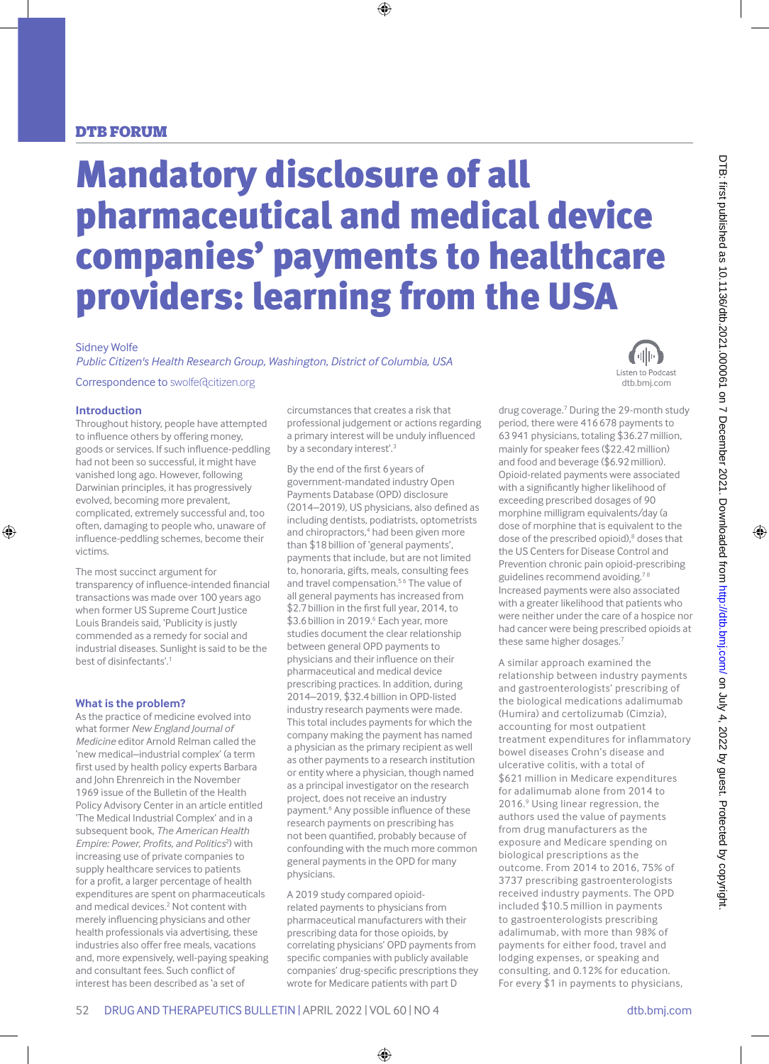DTB FORUM

# Mandatory disclosure of all pharmaceutical and medical device companies' payments to healthcare providers: learning from the USA

Sidney Wolfe

*Public Citizen's Health Research Group, Washington, District of Columbia, USA*

Correspondence to swolfe@citizen.org

## Introduction

Throughout history, people have attempted to influence others by offering money, goods or services. If such influence-peddling had not been so successful, it might have vanished long ago. However, following Darwinian principles, it has progressively evolved, becoming more prevalent, complicated, extremely successful and, too often, damaging to people who, unaware of influence-peddling schemes, become their victims.

The most succinct argument for transparency of influence-intended financial transactions was made over 100 years ago when former US Supreme Court Justice Louis Brandeis said, 'Publicity is justly commended as a remedy for social and industrial diseases. Sunlight is said to be the best of disinfectants'.[1]

## What is the problem?

As the practice of medicine evolved into what former *New England Journal of Medicine* editor Arnold Relman called the 'new medical–industrial complex' (a term first used by health policy experts Barbara and John Ehrenreich in the November 1969 issue of the Bulletin of the Health Policy Advisory Center in an article entitled 'The Medical Industrial Complex' and in a subsequent book, *The American Health Empire: Power, Profits, and Politics*[2]) with increasing use of private companies to supply healthcare services to patients for a profit, a larger percentage of health expenditures are spent on pharmaceuticals and medical devices.[2] Not content with merely influencing physicians and other health professionals via advertising, these industries also offer free meals, vacations and, more expensively, well-paying speaking and consultant fees. Such conflict of interest has been described as 'a set of circumstances that creates a risk that professional judgement or actions regarding a primary interest will be unduly influenced by a secondary interest'.[3]

By the end of the first 6 years of government-mandated industry Open Payments Database (OPD) disclosure (2014–2019), US physicians, also defined as including dentists, podiatrists, optometrists and chiropractors,[4] had been given more than $18 billion of 'general payments', payments that include, but are not limited to, honoraria, gifts, meals, consulting fees and travel compensation.[5,6] The value of all general payments has increased from $2.7 billion in the first full year, 2014, to $3.6 billion in 2019.[6] Each year, more studies document the clear relationship between general OPD payments to physicians and their influence on their pharmaceutical and medical device prescribing practices. In addition, during 2014–2019, $32.4 billion in OPD-listed industry research payments were made. This total includes payments for which the company making the payment has named a physician as the primary recipient as well as other payments to a research institution or entity where a physician, though named as a principal investigator on the research project, does not receive an industry payment.[6] Any possible influence of these research payments on prescribing has not been quantified, probably because of confounding with the much more common general payments in the OPD for many physicians.

A 2019 study compared opioid-related payments to physicians from pharmaceutical manufacturers with their prescribing data for those opioids, by correlating physicians' OPD payments from specific companies with publicly available companies' drug-specific prescriptions they wrote for Medicare patients with part D drug coverage.[7] During the 29-month study period, there were 416 678 payments to 63 941 physicians, totaling $36.27 million, mainly for speaker fees ($22.42 million) and food and beverage ($6.92 million). Opioid-related payments were associated with a significantly higher likelihood of exceeding prescribed dosages of 90 morphine milligram equivalents/day (a dose of morphine that is equivalent to the dose of the prescribed opioid),[8] doses that the US Centers for Disease Control and Prevention chronic pain opioid-prescribing guidelines recommend avoiding.[7,8] Increased payments were also associated with a greater likelihood that patients who were neither under the care of a hospice nor had cancer were being prescribed opioids at these same higher dosages.[7]

A similar approach examined the relationship between industry payments and gastroenterologists' prescribing of the biological medications adalimumab (Humira) and certolizumab (Cimzia), accounting for most outpatient treatment expenditures for inflammatory bowel diseases Crohn's disease and ulcerative colitis, with a total of $621 million in Medicare expenditures for adalimumab alone from 2014 to 2016.[9] Using linear regression, the authors used the value of payments from drug manufacturers as the exposure and Medicare spending on biological prescriptions as the outcome. From 2014 to 2016, 75% of 3737 prescribing gastroenterologists received industry payments. The OPD included $10.5 million in payments to gastroenterologists prescribing adalimumab, with more than 98% of payments for either food, travel and lodging expenses, or speaking and consulting, and 0.12% for education. For every $1 in payments to physicians,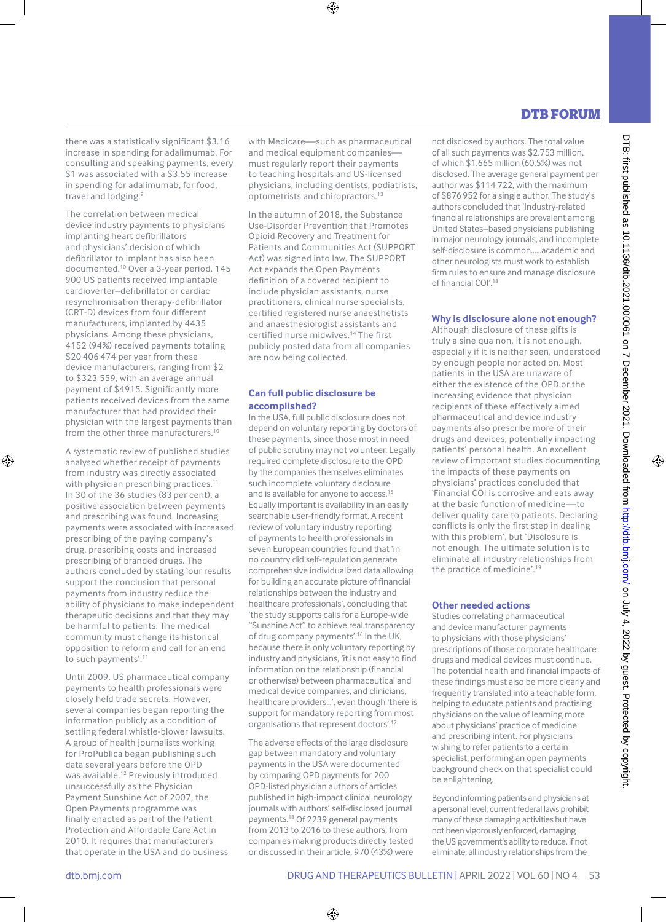there was a statistically significant $3.16 increase in spending for adalimumab. For consulting and speaking payments, every $1 was associated with a $3.55 increase in spending for adalimumab, for food, travel and lodging.[9]

The correlation between medical device industry payments to physicians implanting heart defibrillators and physicians' decision of which defibrillator to implant has also been documented.[10] Over a 3-year period, 145 900 US patients received implantable cardioverter–defibrillator or cardiac resynchronisation therapy-defibrillator (CRT-D) devices from four different manufacturers, implanted by 4435 physicians. Among these physicians, 4152 (94%) received payments totaling $20 406 474 per year from these device manufacturers, ranging from $2 to $323 559, with an average annual payment of $4915. Significantly more patients received devices from the same manufacturer that had provided their physician with the largest payments than from the other three manufacturers.[10]

A systematic review of published studies analysed whether receipt of payments from industry was directly associated with physician prescribing practices.[11] In 30 of the 36 studies (83 per cent), a positive association between payments and prescribing was found. Increasing payments were associated with increased prescribing of the paying company's drug, prescribing costs and increased prescribing of branded drugs. The authors concluded by stating 'our results support the conclusion that personal payments from industry reduce the ability of physicians to make independent therapeutic decisions and that they may be harmful to patients. The medical community must change its historical opposition to reform and call for an end to such payments'.[11]

Until 2009, US pharmaceutical company payments to health professionals were closely held trade secrets. However, several companies began reporting the information publicly as a condition of settling federal whistle-blower lawsuits. A group of health journalists working for ProPublica began publishing such data several years before the OPD was available.[12] Previously introduced unsuccessfully as the Physician Payment Sunshine Act of 2007, the Open Payments programme was finally enacted as part of the Patient Protection and Affordable Care Act in 2010. It requires that manufacturers that operate in the USA and do business with Medicare—such as pharmaceutical and medical equipment companies—must regularly report their payments to teaching hospitals and US-licensed physicians, including dentists, podiatrists, optometrists and chiropractors.[13]

In the autumn of 2018, the Substance Use-Disorder Prevention that Promotes Opioid Recovery and Treatment for Patients and Communities Act (SUPPORT Act) was signed into law. The SUPPORT Act expands the Open Payments definition of a covered recipient to include physician assistants, nurse practitioners, clinical nurse specialists, certified registered nurse anaesthetists and anaesthesiologist assistants and certified nurse midwives.[14] The first publicly posted data from all companies are now being collected.

## Can full public disclosure be accomplished?

In the USA, full public disclosure does not depend on voluntary reporting by doctors of these payments, since those most in need of public scrutiny may not volunteer. Legally required complete disclosure to the OPD by the companies themselves eliminates such incomplete voluntary disclosure and is available for anyone to access.[15] Equally important is availability in an easily searchable user-friendly format. A recent review of voluntary industry reporting of payments to health professionals in seven European countries found that 'in no country did self-regulation generate comprehensive individualized data allowing for building an accurate picture of financial relationships between the industry and healthcare professionals', concluding that 'the study supports calls for a Europe-wide "Sunshine Act" to achieve real transparency of drug company payments'.[16] In the UK, because there is only voluntary reporting by industry and physicians, 'it is not easy to find information on the relationship (financial or otherwise) between pharmaceutical and medical device companies, and clinicians, healthcare providers…', even though 'there is support for mandatory reporting from most organisations that represent doctors'.[17]

The adverse effects of the large disclosure gap between mandatory and voluntary payments in the USA were documented by comparing OPD payments for 200 OPD-listed physician authors of articles published in high-impact clinical neurology journals with authors' self-disclosed journal payments.[18] Of 2239 general payments from 2013 to 2016 to these authors, from companies making products directly tested or discussed in their article, 970 (43%) were not disclosed by authors. The total value of all such payments was $2.753 million, of which $1.665 million (60.5%) was not disclosed. The average general payment per author was $114 722, with the maximum of $876 952 for a single author. The study's authors concluded that 'Industry-related financial relationships are prevalent among United States–based physicians publishing in major neurology journals, and incomplete self-disclosure is common……academic and other neurologists must work to establish firm rules to ensure and manage disclosure of financial COI'.[18]

## Why is disclosure alone not enough?

Although disclosure of these gifts is truly a sine qua non, it is not enough, especially if it is neither seen, understood by enough people nor acted on. Most patients in the USA are unaware of either the existence of the OPD or the increasing evidence that physician recipients of these effectively aimed pharmaceutical and device industry payments also prescribe more of their drugs and devices, potentially impacting patients' personal health. An excellent review of important studies documenting the impacts of these payments on physicians' practices concluded that 'Financial COI is corrosive and eats away at the basic function of medicine—to deliver quality care to patients. Declaring conflicts is only the first step in dealing with this problem', but 'Disclosure is not enough. The ultimate solution is to eliminate all industry relationships from the practice of medicine'.[19]

## Other needed actions

Studies correlating pharmaceutical and device manufacturer payments to physicians with those physicians' prescriptions of those corporate healthcare drugs and medical devices must continue. The potential health and financial impacts of these findings must also be more clearly and frequently translated into a teachable form, helping to educate patients and practising physicians on the value of learning more about physicians' practice of medicine and prescribing intent. For physicians wishing to refer patients to a certain specialist, performing an open payments background check on that specialist could be enlightening.

Beyond informing patients and physicians at a personal level, current federal laws prohibit many of these damaging activities but have not been vigorously enforced, damaging the US government's ability to reduce, if not eliminate, all industry relationships from the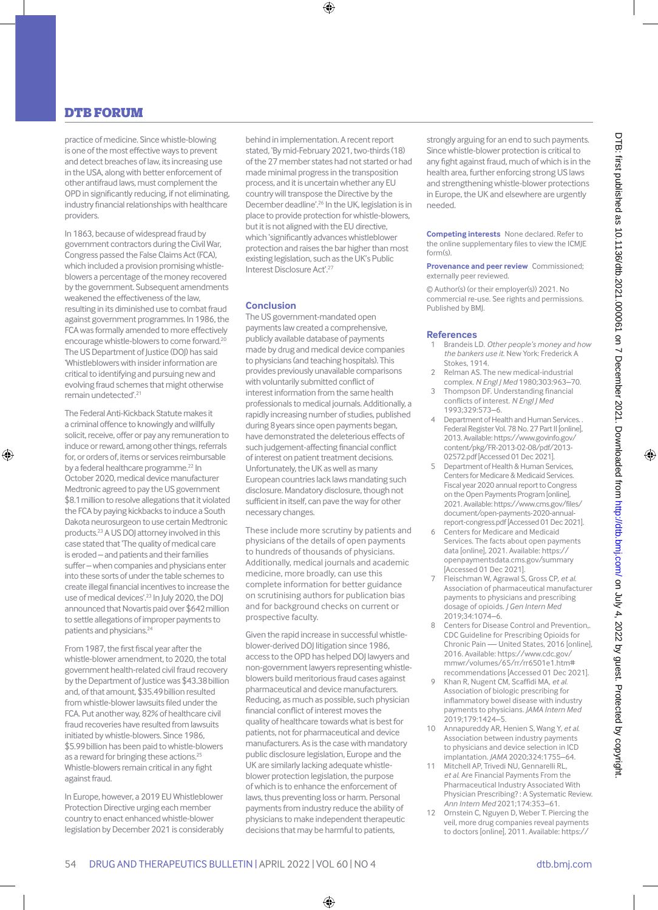practice of medicine. Since whistle-blowing is one of the most effective ways to prevent and detect breaches of law, its increasing use in the USA, along with better enforcement of other antifraud laws, must complement the OPD in significantly reducing, if not eliminating, industry financial relationships with healthcare providers.

In 1863, because of widespread fraud by government contractors during the Civil War, Congress passed the False Claims Act (FCA), which included a provision promising whistle-blowers a percentage of the money recovered by the government. Subsequent amendments weakened the effectiveness of the law, resulting in its diminished use to combat fraud against government programmes. In 1986, the FCA was formally amended to more effectively encourage whistle-blowers to come forward.[20] The US Department of Justice (DOJ) has said 'Whistleblowers with insider information are critical to identifying and pursuing new and evolving fraud schemes that might otherwise remain undetected'.[21]

The Federal Anti-Kickback Statute makes it a criminal offence to knowingly and willfully solicit, receive, offer or pay any remuneration to induce or reward, among other things, referrals for, or orders of, items or services reimbursable by a federal healthcare programme.[22] In October 2020, medical device manufacturer Medtronic agreed to pay the US government $8.1 million to resolve allegations that it violated the FCA by paying kickbacks to induce a South Dakota neurosurgeon to use certain Medtronic products.[23] A US DOJ attorney involved in this case stated that 'The quality of medical care is eroded—and patients and their families suffer—when companies and physicians enter into these sorts of under the table schemes to create illegal financial incentives to increase the use of medical devices'.[23] In July 2020, the DOJ announced that Novartis paid over $642 million to settle allegations of improper payments to patients and physicians.[24]

From 1987, the first fiscal year after the whistle-blower amendment, to 2020, the total government health-related civil fraud recovery by the Department of Justice was $43.38 billion and, of that amount, $35.49 billion resulted from whistle-blower lawsuits filed under the FCA. Put another way, 82% of healthcare civil fraud recoveries have resulted from lawsuits initiated by whistle-blowers. Since 1986, $5.99 billion has been paid to whistle-blowers as a reward for bringing these actions.[25] Whistle-blowers remain critical in any fight against fraud.

In Europe, however, a 2019 EU Whistleblower Protection Directive urging each member country to enact enhanced whistle-blower legislation by December 2021 is considerably behind in implementation. A recent report stated, 'By mid-February 2021, two-thirds (18) of the 27 member states had not started or had made minimal progress in the transposition process, and it is uncertain whether any EU country will transpose the Directive by the December deadline'.[26] In the UK, legislation is in place to provide protection for whistle-blowers, but it is not aligned with the EU directive, which 'significantly advances whistleblower protection and raises the bar higher than most existing legislation, such as the UK's Public Interest Disclosure Act'.[27]

## Conclusion

The US government-mandated open payments law created a comprehensive, publicly available database of payments made by drug and medical device companies to physicians (and teaching hospitals). This provides previously unavailable comparisons with voluntarily submitted conflict of interest information from the same health professionals to medical journals. Additionally, a rapidly increasing number of studies, published during 8 years since open payments began, have demonstrated the deleterious effects of such judgement-affecting financial conflict of interest on patient treatment decisions. Unfortunately, the UK as well as many European countries lack laws mandating such disclosure. Mandatory disclosure, though not sufficient in itself, can pave the way for other necessary changes.

These include more scrutiny by patients and physicians of the details of open payments to hundreds of thousands of physicians. Additionally, medical journals and academic medicine, more broadly, can use this complete information for better guidance on scrutinising authors for publication bias and for background checks on current or prospective faculty.

Given the rapid increase in successful whistle-blower-derived DOJ litigation since 1986, access to the OPD has helped DOJ lawyers and non-government lawyers representing whistle-blowers build meritorious fraud cases against pharmaceutical and device manufacturers. Reducing, as much as possible, such physician financial conflict of interest moves the quality of healthcare towards what is best for patients, not for pharmaceutical and device manufacturers. As is the case with mandatory public disclosure legislation, Europe and the UK are similarly lacking adequate whistle-blower protection legislation, the purpose of which is to enhance the enforcement of laws, thus preventing loss or harm. Personal payments from industry reduce the ability of physicians to make independent therapeutic decisions that may be harmful to patients, strongly arguing for an end to such payments. Since whistle-blower protection is critical to any fight against fraud, much of which is in the health arena, further enforcing strong US laws and strengthening whistle-blower protections in Europe, the UK and elsewhere are urgently needed.

**Competing interests** None declared. Refer to the online supplementary files to view the ICMJE form(s).

**Provenance and peer review** Commissioned; externally peer reviewed.

© Author(s) (or their employer(s)) 2021. No commercial re-use. See rights and permissions. Published by BMJ.

## References

1. Brandeis LD. *Other people's money and how the bankers use it.* New York: Frederick A Stokes, 1914.
2. Relman AS. The new medical-industrial complex. *N Engl J Med* 1980;303:963–70.
3. Thompson DF. Understanding financial conflicts of interest. *N Engl J Med* 1993;329:573–6.
4. Department of Health and Human Services. . Federal Register Vol. 78 No. 27 Part II [online], 2013. Available: https://www.govinfo.gov/content/pkg/FR-2013-02-08/pdf/2013-02572.pdf [Accessed 01 Dec 2021].
5. Department of Health & Human Services, Centers for Medicare & Medicaid Services. Fiscal year 2020 annual report to Congress on the Open Payments Program [online], 2021. Available: https://www.cms.gov/files/document/open-payments-2020-annual-report-congress.pdf [Accessed 01 Dec 2021].
6. Centers for Medicare and Medicaid Services. The facts about open payments data [online], 2021. Available: https://openpaymentsdata.cms.gov/summary [Accessed 01 Dec 2021].
7. Fleischman W, Agrawal S, Gross CP, *et al.* Association of pharmaceutical manufacturer payments to physicians and prescribing dosage of opioids. *J Gen Intern Med* 2019;34:1074–6.
8. Centers for Disease Control and Prevention,. CDC Guideline for Prescribing Opioids for Chronic Pain — United States, 2016 [online], 2016. Available: https://www.cdc.gov/mmwr/volumes/65/rr/rr6501e1.htm#recommendations [Accessed 01 Dec 2021].
9. Khan R, Nugent CM, Scaffidi MA, *et al.* Association of biologic prescribing for inflammatory bowel disease with industry payments to physicians. *JAMA Intern Med* 2019;179:1424–5.
10. Annapureddy AR, Henien S, Wang Y, *et al.* Association between industry payments to physicians and device selection in ICD implantation. *JAMA* 2020;324:1755–64.
11. Mitchell AP, Trivedi NU, Gennarelli RL, *et al.* Are Financial Payments From the Pharmaceutical Industry Associated With Physician Prescribing? : A Systematic Review. *Ann Intern Med* 2021;174:353–61.
12. Ornstein C, Nguyen D, Weber T. Piercing the veil, more drug companies reveal payments to doctors [online], 2011. Available: https://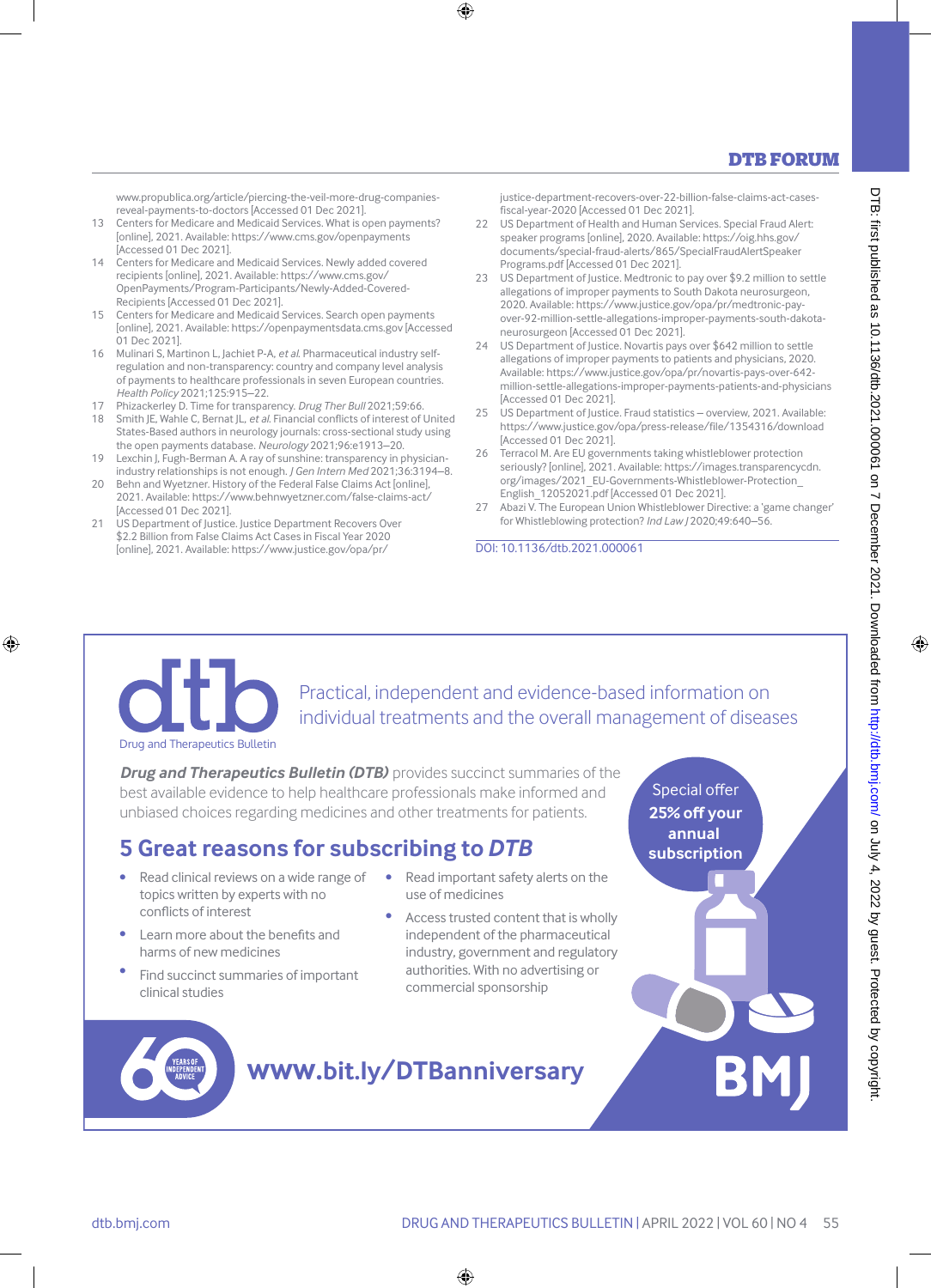www.propublica.org/article/piercing-the-veil-more-drug-companies-reveal-payments-to-doctors [Accessed 01 Dec 2021].

13 Centers for Medicare and Medicaid Services. What is open payments? [online], 2021. Available: https://www.cms.gov/openpayments [Accessed 01 Dec 2021].

14 Centers for Medicare and Medicaid Services. Newly added covered recipients [online], 2021. Available: https://www.cms.gov/OpenPayments/Program-Participants/Newly-Added-Covered-Recipients [Accessed 01 Dec 2021].

15 Centers for Medicare and Medicaid Services. Search open payments [online], 2021. Available: https://openpaymentsdata.cms.gov [Accessed 01 Dec 2021].

16 Mulinari S, Martinon L, Jachiet P-A, *et al*. Pharmaceutical industry self-regulation and non-transparency: country and company level analysis of payments to healthcare professionals in seven European countries. *Health Policy* 2021;125:915–22.

17 Phizackerley D. Time for transparency. *Drug Ther Bull* 2021;59:66.

18 Smith JE, Wahle C, Bernat JL, *et al*. Financial conflicts of interest of United States-Based authors in neurology journals: cross-sectional study using the open payments database. *Neurology* 2021;96:e1913–20.

19 Lexchin J, Fugh-Berman A. A ray of sunshine: transparency in physician-industry relationships is not enough. *J Gen Intern Med* 2021;36:3194–8.

20 Behn and Wyetzner. History of the Federal False Claims Act [online], 2021. Available: https://www.behnwyetzner.com/false-claims-act/ [Accessed 01 Dec 2021].

21 US Department of Justice. Justice Department Recovers Over $2.2 Billion from False Claims Act Cases in Fiscal Year 2020 [online], 2021. Available: https://www.justice.gov/opa/pr/justice-department-recovers-over-22-billion-false-claims-act-cases-fiscal-year-2020 [Accessed 01 Dec 2021].

22 US Department of Health and Human Services. Special Fraud Alert: speaker programs [online], 2020. Available: https://oig.hhs.gov/documents/special-fraud-alerts/865/SpecialFraudAlertSpeakerPrograms.pdf [Accessed 01 Dec 2021].

23 US Department of Justice. Medtronic to pay over $9.2 million to settle allegations of improper payments to South Dakota neurosurgeon, 2020. Available: https://www.justice.gov/opa/pr/medtronic-pay-over-92-million-settle-allegations-improper-payments-south-dakota-neurosurgeon [Accessed 01 Dec 2021].

24 US Department of Justice. Novartis pays over $642 million to settle allegations of improper payments to patients and physicians, 2020. Available: https://www.justice.gov/opa/pr/novartis-pays-over-642-million-settle-allegations-improper-payments-patients-and-physicians [Accessed 01 Dec 2021].

25 US Department of Justice. Fraud statistics – overview, 2021. Available: https://www.justice.gov/opa/press-release/file/1354316/download [Accessed 01 Dec 2021].

26 Terracol M. Are EU governments taking whistleblower protection seriously? [online], 2021. Available: https://images.transparencycdn.org/images/2021_EU-Governments-Whistleblower-Protection_English_12052021.pdf [Accessed 01 Dec 2021].

27 Abazi V. The European Union Whistleblower Directive: a 'game changer' for Whistleblowing protection? *Ind Law J* 2020;49:640–56.

DOI: 10.1136/dtb.2021.000061

dtb
Drug and Therapeutics Bulletin

Practical, independent and evidence-based information on individual treatments and the overall management of diseases

***Drug and Therapeutics Bulletin (DTB)*** provides succinct summaries of the best available evidence to help healthcare professionals make informed and unbiased choices regarding medicines and other treatments for patients.

## 5 Great reasons for subscribing to *DTB*

- Read clinical reviews on a wide range of topics written by experts with no conflicts of interest
- Learn more about the benefits and harms of new medicines
- Find succinct summaries of important clinical studies
- Read important safety alerts on the use of medicines
- Access trusted content that is wholly independent of the pharmaceutical industry, government and regulatory authorities. With no advertising or commercial sponsorship

Special offer **25% off your annual subscription**

60 YEARS OF INDEPENDENT ADVICE

**www.bit.ly/DTBanniversary**

BMJ